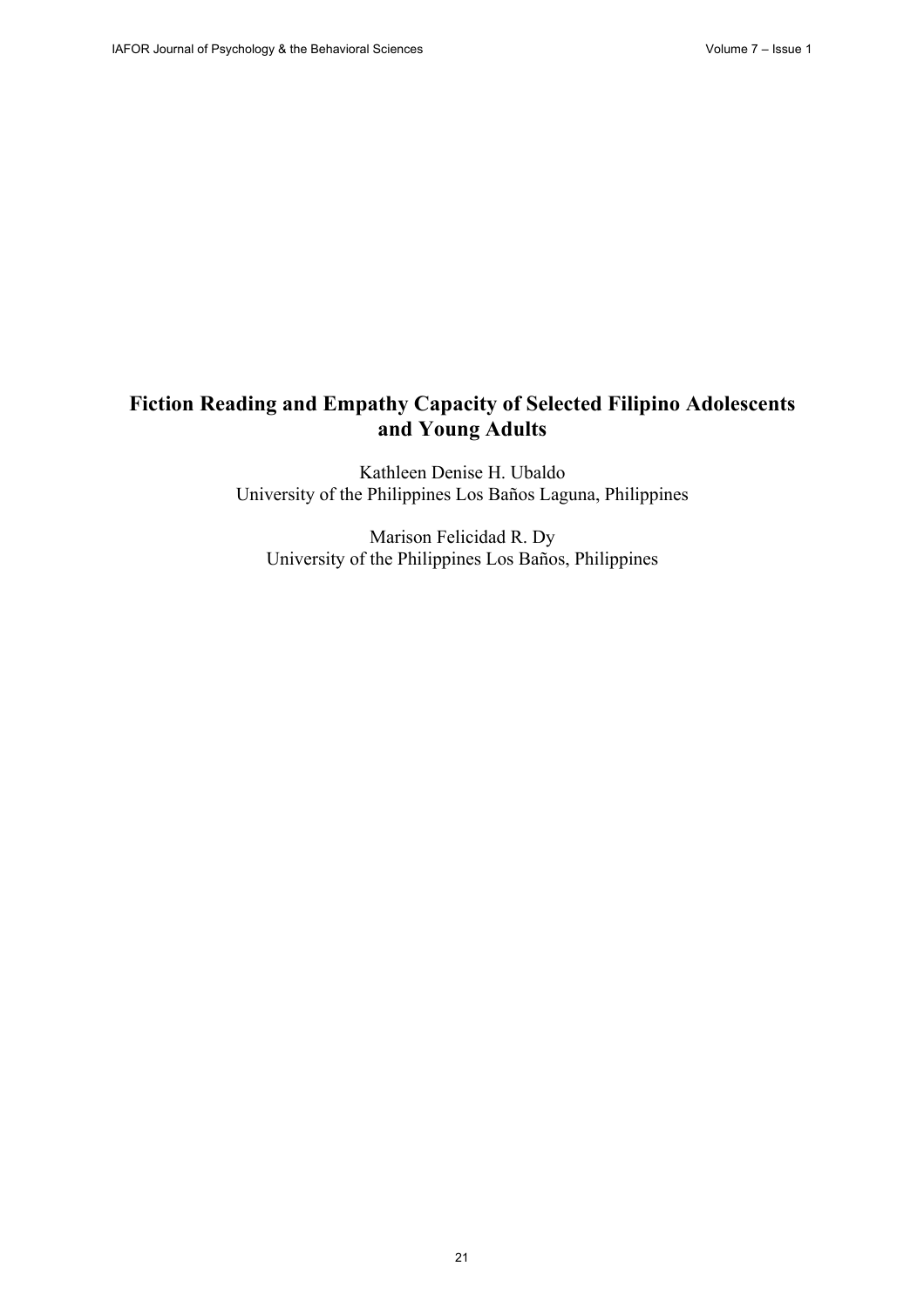# Fiction Reading and Empathy Capacity of Selected Filipino Adolescents and Young Adults

Kathleen Denise H. Ubaldo
University of the Philippines Los Baños Laguna, Philippines

Marison Felicidad R. Dy
University of the Philippines Los Baños, Philippines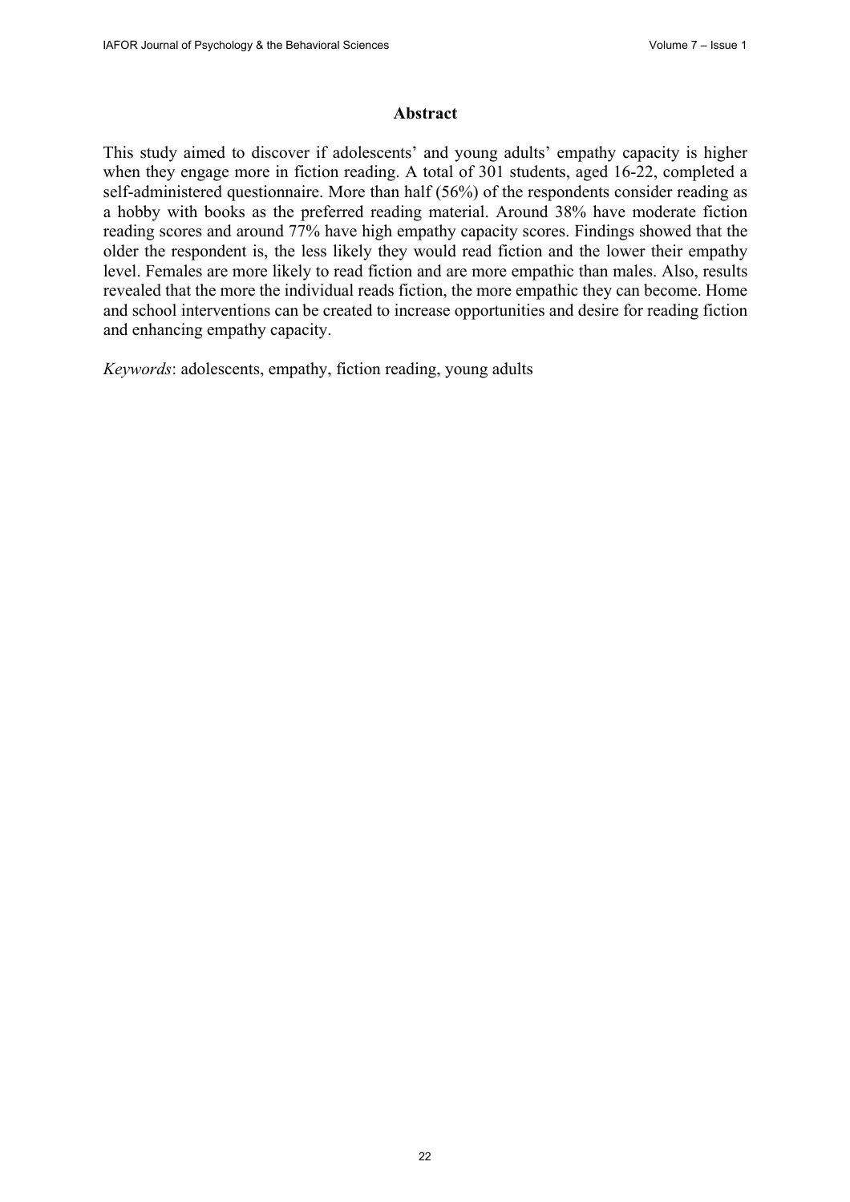## Abstract

This study aimed to discover if adolescents' and young adults' empathy capacity is higher when they engage more in fiction reading. A total of 301 students, aged 16-22, completed a self-administered questionnaire. More than half (56%) of the respondents consider reading as a hobby with books as the preferred reading material. Around 38% have moderate fiction reading scores and around 77% have high empathy capacity scores. Findings showed that the older the respondent is, the less likely they would read fiction and the lower their empathy level. Females are more likely to read fiction and are more empathic than males. Also, results revealed that the more the individual reads fiction, the more empathic they can become. Home and school interventions can be created to increase opportunities and desire for reading fiction and enhancing empathy capacity.

*Keywords*: adolescents, empathy, fiction reading, young adults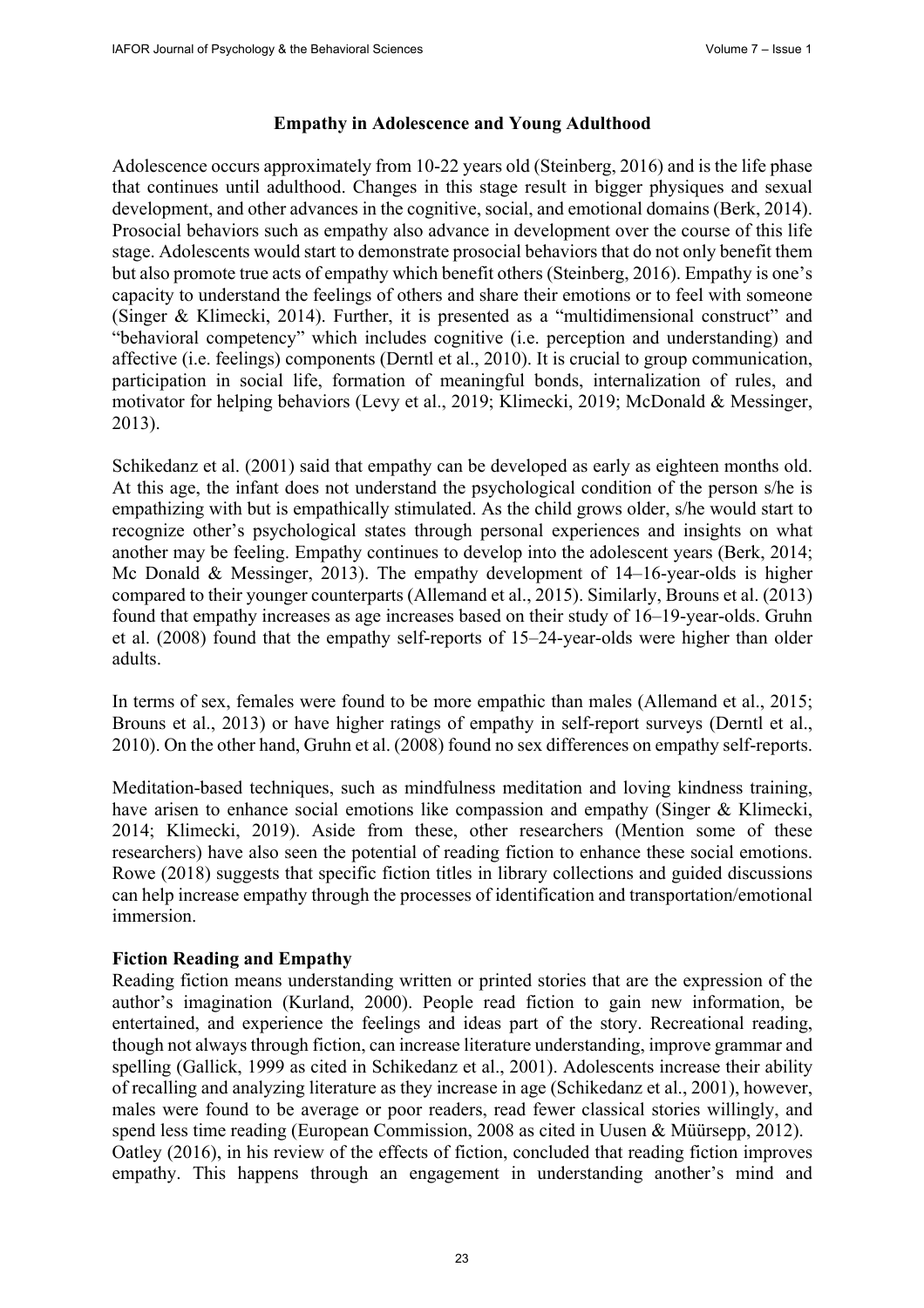## Empathy in Adolescence and Young Adulthood

Adolescence occurs approximately from 10-22 years old (Steinberg, 2016) and is the life phase that continues until adulthood. Changes in this stage result in bigger physiques and sexual development, and other advances in the cognitive, social, and emotional domains (Berk, 2014). Prosocial behaviors such as empathy also advance in development over the course of this life stage. Adolescents would start to demonstrate prosocial behaviors that do not only benefit them but also promote true acts of empathy which benefit others (Steinberg, 2016). Empathy is one's capacity to understand the feelings of others and share their emotions or to feel with someone (Singer & Klimecki, 2014). Further, it is presented as a "multidimensional construct" and "behavioral competency" which includes cognitive (i.e. perception and understanding) and affective (i.e. feelings) components (Derntl et al., 2010). It is crucial to group communication, participation in social life, formation of meaningful bonds, internalization of rules, and motivator for helping behaviors (Levy et al., 2019; Klimecki, 2019; McDonald & Messinger, 2013).

Schikedanz et al. (2001) said that empathy can be developed as early as eighteen months old. At this age, the infant does not understand the psychological condition of the person s/he is empathizing with but is empathically stimulated. As the child grows older, s/he would start to recognize other's psychological states through personal experiences and insights on what another may be feeling. Empathy continues to develop into the adolescent years (Berk, 2014; Mc Donald & Messinger, 2013). The empathy development of 14–16-year-olds is higher compared to their younger counterparts (Allemand et al., 2015). Similarly, Brouns et al. (2013) found that empathy increases as age increases based on their study of 16–19-year-olds. Gruhn et al. (2008) found that the empathy self-reports of 15–24-year-olds were higher than older adults.

In terms of sex, females were found to be more empathic than males (Allemand et al., 2015; Brouns et al., 2013) or have higher ratings of empathy in self-report surveys (Derntl et al., 2010). On the other hand, Gruhn et al. (2008) found no sex differences on empathy self-reports.

Meditation-based techniques, such as mindfulness meditation and loving kindness training, have arisen to enhance social emotions like compassion and empathy (Singer & Klimecki, 2014; Klimecki, 2019). Aside from these, other researchers (Mention some of these researchers) have also seen the potential of reading fiction to enhance these social emotions. Rowe (2018) suggests that specific fiction titles in library collections and guided discussions can help increase empathy through the processes of identification and transportation/emotional immersion.

### Fiction Reading and Empathy

Reading fiction means understanding written or printed stories that are the expression of the author's imagination (Kurland, 2000). People read fiction to gain new information, be entertained, and experience the feelings and ideas part of the story. Recreational reading, though not always through fiction, can increase literature understanding, improve grammar and spelling (Gallick, 1999 as cited in Schikedanz et al., 2001). Adolescents increase their ability of recalling and analyzing literature as they increase in age (Schikedanz et al., 2001), however, males were found to be average or poor readers, read fewer classical stories willingly, and spend less time reading (European Commission, 2008 as cited in Uusen & Müürsepp, 2012).

Oatley (2016), in his review of the effects of fiction, concluded that reading fiction improves empathy. This happens through an engagement in understanding another's mind and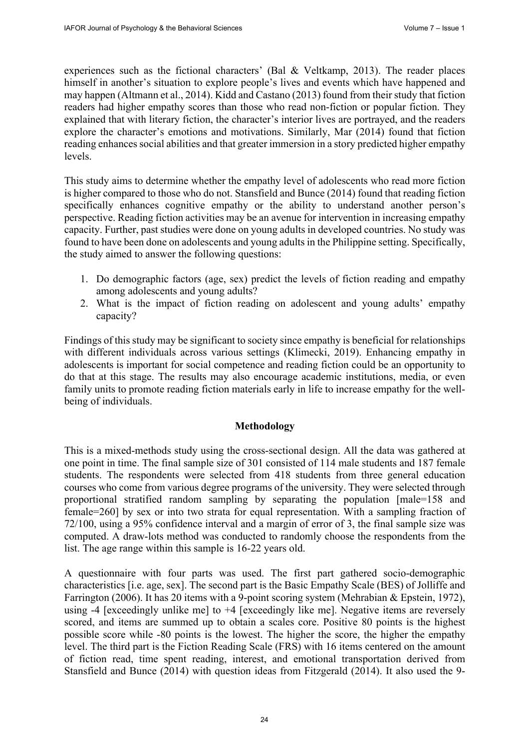experiences such as the fictional characters' (Bal & Veltkamp, 2013). The reader places himself in another's situation to explore people's lives and events which have happened and may happen (Altmann et al., 2014). Kidd and Castano (2013) found from their study that fiction readers had higher empathy scores than those who read non-fiction or popular fiction. They explained that with literary fiction, the character's interior lives are portrayed, and the readers explore the character's emotions and motivations. Similarly, Mar (2014) found that fiction reading enhances social abilities and that greater immersion in a story predicted higher empathy levels.

This study aims to determine whether the empathy level of adolescents who read more fiction is higher compared to those who do not. Stansfield and Bunce (2014) found that reading fiction specifically enhances cognitive empathy or the ability to understand another person's perspective. Reading fiction activities may be an avenue for intervention in increasing empathy capacity. Further, past studies were done on young adults in developed countries. No study was found to have been done on adolescents and young adults in the Philippine setting. Specifically, the study aimed to answer the following questions:

1. Do demographic factors (age, sex) predict the levels of fiction reading and empathy among adolescents and young adults?
2. What is the impact of fiction reading on adolescent and young adults' empathy capacity?

Findings of this study may be significant to society since empathy is beneficial for relationships with different individuals across various settings (Klimecki, 2019). Enhancing empathy in adolescents is important for social competence and reading fiction could be an opportunity to do that at this stage. The results may also encourage academic institutions, media, or even family units to promote reading fiction materials early in life to increase empathy for the well-being of individuals.

## Methodology

This is a mixed-methods study using the cross-sectional design. All the data was gathered at one point in time. The final sample size of 301 consisted of 114 male students and 187 female students. The respondents were selected from 418 students from three general education courses who come from various degree programs of the university. They were selected through proportional stratified random sampling by separating the population [male=158 and female=260] by sex or into two strata for equal representation. With a sampling fraction of 72/100, using a 95% confidence interval and a margin of error of 3, the final sample size was computed. A draw-lots method was conducted to randomly choose the respondents from the list. The age range within this sample is 16-22 years old.

A questionnaire with four parts was used. The first part gathered socio-demographic characteristics [i.e. age, sex]. The second part is the Basic Empathy Scale (BES) of Jolliffe and Farrington (2006). It has 20 items with a 9-point scoring system (Mehrabian & Epstein, 1972), using -4 [exceedingly unlike me] to +4 [exceedingly like me]. Negative items are reversely scored, and items are summed up to obtain a scales core. Positive 80 points is the highest possible score while -80 points is the lowest. The higher the score, the higher the empathy level. The third part is the Fiction Reading Scale (FRS) with 16 items centered on the amount of fiction read, time spent reading, interest, and emotional transportation derived from Stansfield and Bunce (2014) with question ideas from Fitzgerald (2014). It also used the 9-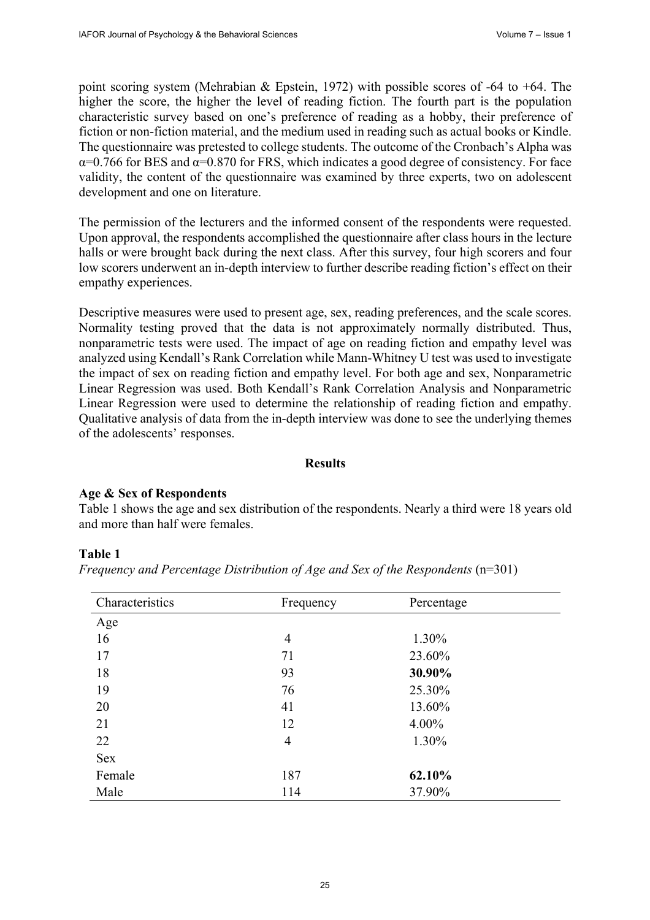point scoring system (Mehrabian & Epstein, 1972) with possible scores of -64 to +64. The higher the score, the higher the level of reading fiction. The fourth part is the population characteristic survey based on one's preference of reading as a hobby, their preference of fiction or non-fiction material, and the medium used in reading such as actual books or Kindle. The questionnaire was pretested to college students. The outcome of the Cronbach's Alpha was $\alpha$=0.766 for BES and $\alpha$=0.870 for FRS, which indicates a good degree of consistency. For face validity, the content of the questionnaire was examined by three experts, two on adolescent development and one on literature.

The permission of the lecturers and the informed consent of the respondents were requested. Upon approval, the respondents accomplished the questionnaire after class hours in the lecture halls or were brought back during the next class. After this survey, four high scorers and four low scorers underwent an in-depth interview to further describe reading fiction's effect on their empathy experiences.

Descriptive measures were used to present age, sex, reading preferences, and the scale scores. Normality testing proved that the data is not approximately normally distributed. Thus, nonparametric tests were used. The impact of age on reading fiction and empathy level was analyzed using Kendall's Rank Correlation while Mann-Whitney U test was used to investigate the impact of sex on reading fiction and empathy level. For both age and sex, Nonparametric Linear Regression was used. Both Kendall's Rank Correlation Analysis and Nonparametric Linear Regression were used to determine the relationship of reading fiction and empathy. Qualitative analysis of data from the in-depth interview was done to see the underlying themes of the adolescents' responses.

## Results

### Age & Sex of Respondents

Table 1 shows the age and sex distribution of the respondents. Nearly a third were 18 years old and more than half were females.

**Table 1**

*Frequency and Percentage Distribution of Age and Sex of the Respondents* (n=301)

| Characteristics | Frequency | Percentage |
|---|---|---|
| Age | | |
| 16 | 4 | 1.30% |
| 17 | 71 | 23.60% |
| 18 | 93 | **30.90%** |
| 19 | 76 | 25.30% |
| 20 | 41 | 13.60% |
| 21 | 12 | 4.00% |
| 22 | 4 | 1.30% |
| Sex | | |
| Female | 187 | **62.10%** |
| Male | 114 | 37.90% |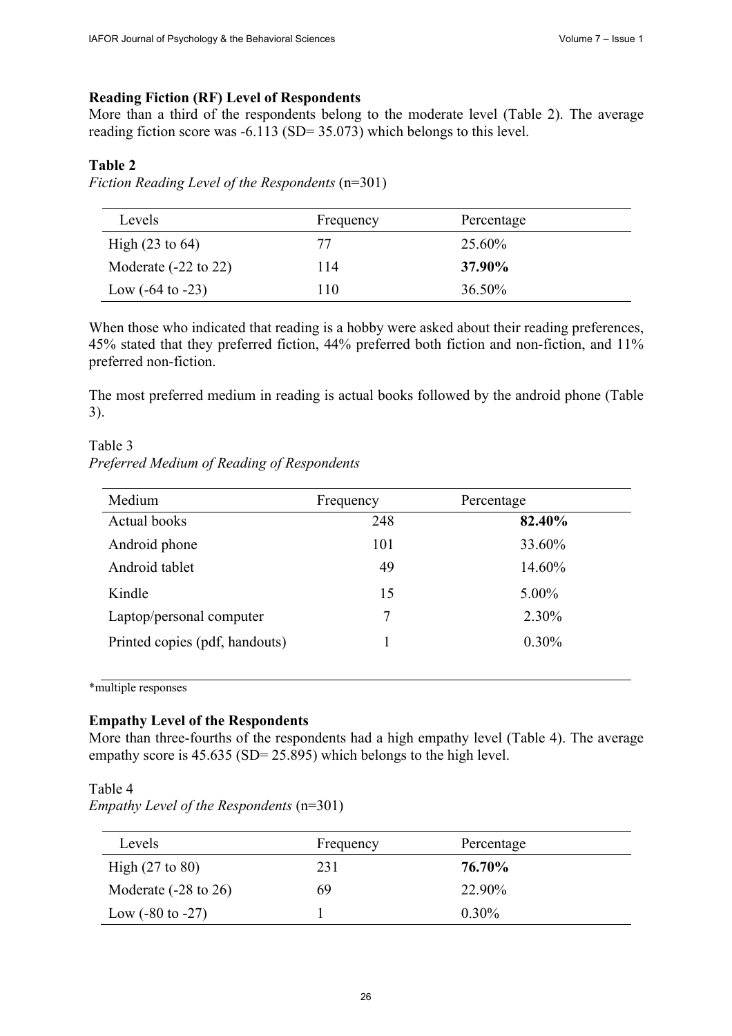### Reading Fiction (RF) Level of Respondents

More than a third of the respondents belong to the moderate level (Table 2). The average reading fiction score was -6.113 (SD= 35.073) which belongs to this level.

**Table 2**

*Fiction Reading Level of the Respondents* (n=301)

| Levels | Frequency | Percentage |
|---|---|---|
| High (23 to 64) | 77 | 25.60% |
| Moderate (-22 to 22) | 114 | **37.90%** |
| Low (-64 to -23) | 110 | 36.50% |

When those who indicated that reading is a hobby were asked about their reading preferences, 45% stated that they preferred fiction, 44% preferred both fiction and non-fiction, and 11% preferred non-fiction.

The most preferred medium in reading is actual books followed by the android phone (Table 3).

Table 3

*Preferred Medium of Reading of Respondents*

| Medium | Frequency | Percentage |
|---|---|---|
| Actual books | 248 | **82.40%** |
| Android phone | 101 | 33.60% |
| Android tablet | 49 | 14.60% |
| Kindle | 15 | 5.00% |
| Laptop/personal computer | 7 | 2.30% |
| Printed copies (pdf, handouts) | 1 | 0.30% |

*multiple responses

### Empathy Level of the Respondents

More than three-fourths of the respondents had a high empathy level (Table 4). The average empathy score is 45.635 (SD= 25.895) which belongs to the high level.

Table 4

*Empathy Level of the Respondents* (n=301)

| Levels | Frequency | Percentage |
|---|---|---|
| High (27 to 80) | 231 | **76.70%** |
| Moderate (-28 to 26) | 69 | 22.90% |
| Low (-80 to -27) | 1 | 0.30% |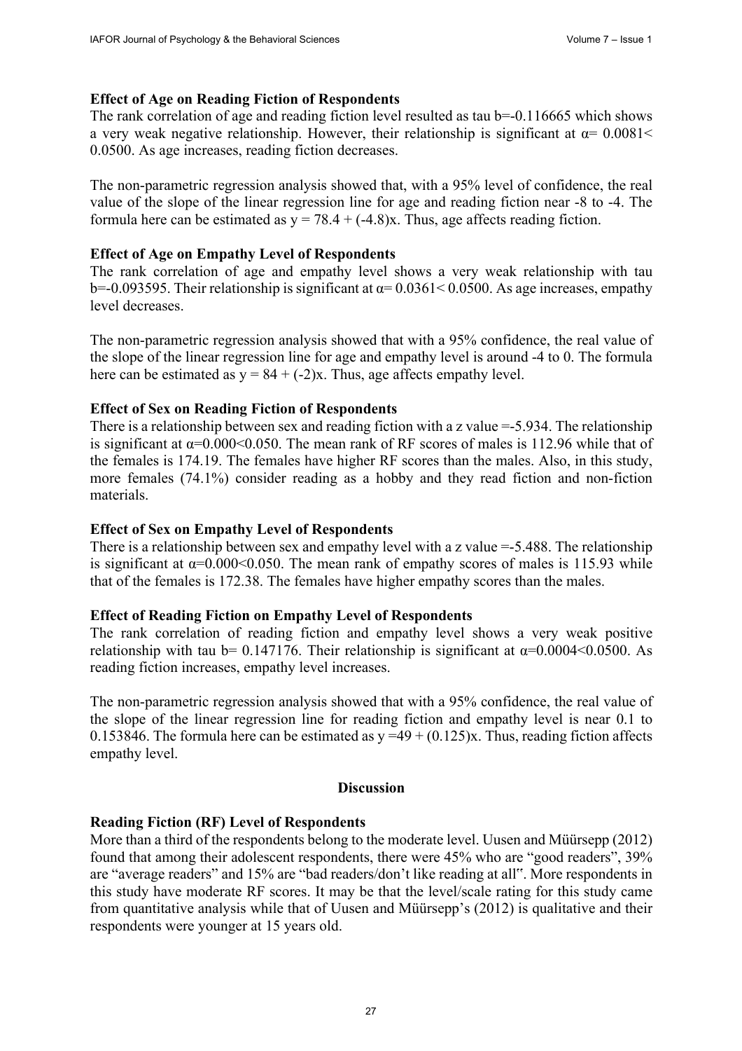**Effect of Age on Reading Fiction of Respondents**

The rank correlation of age and reading fiction level resulted as tau b=-0.116665 which shows a very weak negative relationship. However, their relationship is significant at $\alpha = 0.0081 < 0.0500$. As age increases, reading fiction decreases.

The non-parametric regression analysis showed that, with a 95% level of confidence, the real value of the slope of the linear regression line for age and reading fiction near -8 to -4. The formula here can be estimated as $y = 78.4 + (-4.8)x$. Thus, age affects reading fiction.

**Effect of Age on Empathy Level of Respondents**

The rank correlation of age and empathy level shows a very weak relationship with tau b=-0.093595. Their relationship is significant at $\alpha = 0.0361 < 0.0500$. As age increases, empathy level decreases.

The non-parametric regression analysis showed that with a 95% confidence, the real value of the slope of the linear regression line for age and empathy level is around -4 to 0. The formula here can be estimated as $y = 84 + (-2)x$. Thus, age affects empathy level.

**Effect of Sex on Reading Fiction of Respondents**

There is a relationship between sex and reading fiction with a z value =-5.934. The relationship is significant at $\alpha=0.000<0.050$. The mean rank of RF scores of males is 112.96 while that of the females is 174.19. The females have higher RF scores than the males. Also, in this study, more females (74.1%) consider reading as a hobby and they read fiction and non-fiction materials.

**Effect of Sex on Empathy Level of Respondents**

There is a relationship between sex and empathy level with a z value =-5.488. The relationship is significant at $\alpha=0.000<0.050$. The mean rank of empathy scores of males is 115.93 while that of the females is 172.38. The females have higher empathy scores than the males.

**Effect of Reading Fiction on Empathy Level of Respondents**

The rank correlation of reading fiction and empathy level shows a very weak positive relationship with tau b= 0.147176. Their relationship is significant at $\alpha=0.0004<0.0500$. As reading fiction increases, empathy level increases.

The non-parametric regression analysis showed that with a 95% confidence, the real value of the slope of the linear regression line for reading fiction and empathy level is near 0.1 to 0.153846. The formula here can be estimated as $y = 49 + (0.125)x$. Thus, reading fiction affects empathy level.

## Discussion

**Reading Fiction (RF) Level of Respondents**

More than a third of the respondents belong to the moderate level. Uusen and Müürsepp (2012) found that among their adolescent respondents, there were 45% who are "good readers", 39% are "average readers" and 15% are "bad readers/don't like reading at all". More respondents in this study have moderate RF scores. It may be that the level/scale rating for this study came from quantitative analysis while that of Uusen and Müürsepp's (2012) is qualitative and their respondents were younger at 15 years old.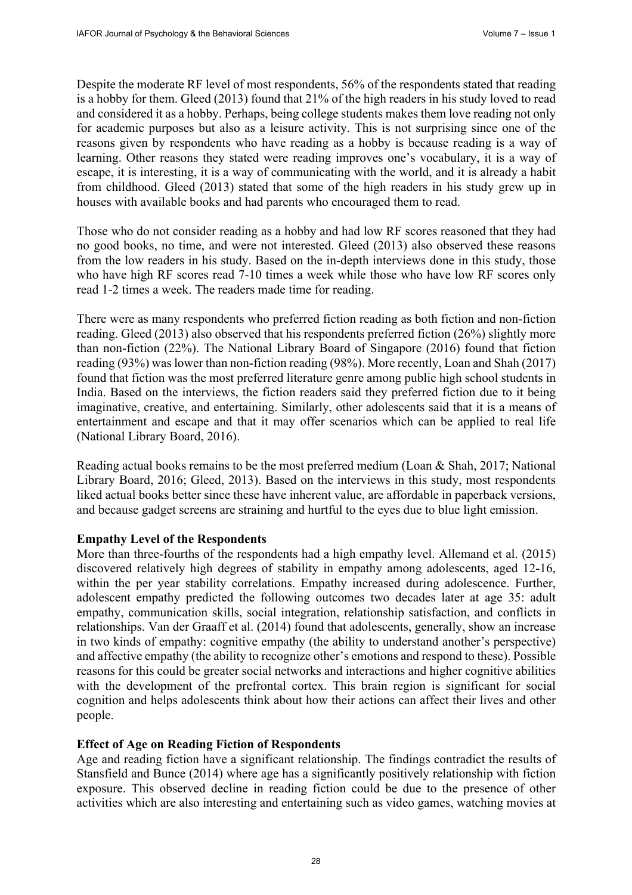Despite the moderate RF level of most respondents, 56% of the respondents stated that reading is a hobby for them. Gleed (2013) found that 21% of the high readers in his study loved to read and considered it as a hobby. Perhaps, being college students makes them love reading not only for academic purposes but also as a leisure activity. This is not surprising since one of the reasons given by respondents who have reading as a hobby is because reading is a way of learning. Other reasons they stated were reading improves one's vocabulary, it is a way of escape, it is interesting, it is a way of communicating with the world, and it is already a habit from childhood. Gleed (2013) stated that some of the high readers in his study grew up in houses with available books and had parents who encouraged them to read.

Those who do not consider reading as a hobby and had low RF scores reasoned that they had no good books, no time, and were not interested. Gleed (2013) also observed these reasons from the low readers in his study. Based on the in-depth interviews done in this study, those who have high RF scores read 7-10 times a week while those who have low RF scores only read 1-2 times a week. The readers made time for reading.

There were as many respondents who preferred fiction reading as both fiction and non-fiction reading. Gleed (2013) also observed that his respondents preferred fiction (26%) slightly more than non-fiction (22%). The National Library Board of Singapore (2016) found that fiction reading (93%) was lower than non-fiction reading (98%). More recently, Loan and Shah (2017) found that fiction was the most preferred literature genre among public high school students in India. Based on the interviews, the fiction readers said they preferred fiction due to it being imaginative, creative, and entertaining. Similarly, other adolescents said that it is a means of entertainment and escape and that it may offer scenarios which can be applied to real life (National Library Board, 2016).

Reading actual books remains to be the most preferred medium (Loan & Shah, 2017; National Library Board, 2016; Gleed, 2013). Based on the interviews in this study, most respondents liked actual books better since these have inherent value, are affordable in paperback versions, and because gadget screens are straining and hurtful to the eyes due to blue light emission.

**Empathy Level of the Respondents**

More than three-fourths of the respondents had a high empathy level. Allemand et al. (2015) discovered relatively high degrees of stability in empathy among adolescents, aged 12-16, within the per year stability correlations. Empathy increased during adolescence. Further, adolescent empathy predicted the following outcomes two decades later at age 35: adult empathy, communication skills, social integration, relationship satisfaction, and conflicts in relationships. Van der Graaff et al. (2014) found that adolescents, generally, show an increase in two kinds of empathy: cognitive empathy (the ability to understand another's perspective) and affective empathy (the ability to recognize other's emotions and respond to these). Possible reasons for this could be greater social networks and interactions and higher cognitive abilities with the development of the prefrontal cortex. This brain region is significant for social cognition and helps adolescents think about how their actions can affect their lives and other people.

**Effect of Age on Reading Fiction of Respondents**

Age and reading fiction have a significant relationship. The findings contradict the results of Stansfield and Bunce (2014) where age has a significantly positively relationship with fiction exposure. This observed decline in reading fiction could be due to the presence of other activities which are also interesting and entertaining such as video games, watching movies at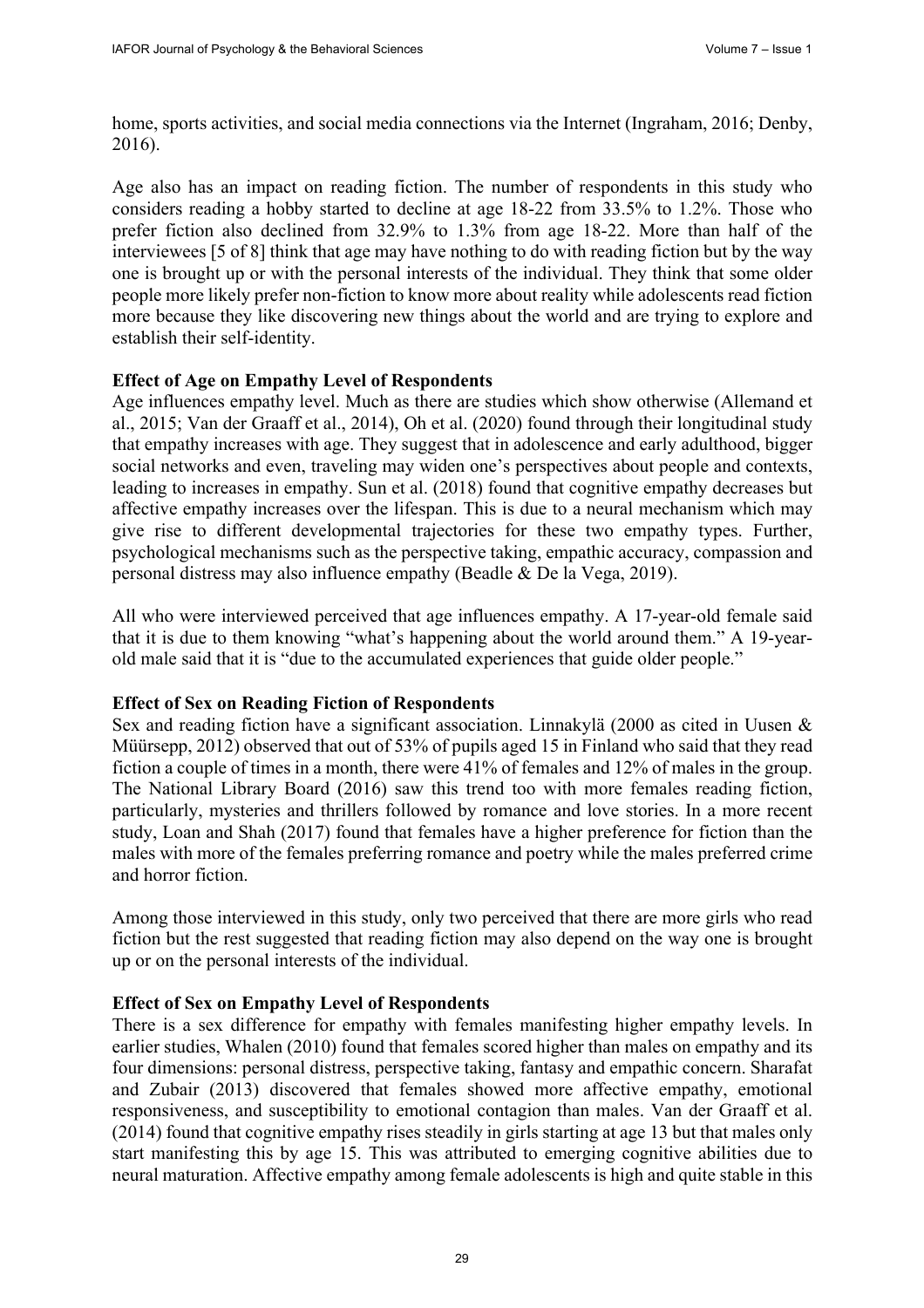home, sports activities, and social media connections via the Internet (Ingraham, 2016; Denby, 2016).

Age also has an impact on reading fiction. The number of respondents in this study who considers reading a hobby started to decline at age 18-22 from 33.5% to 1.2%. Those who prefer fiction also declined from 32.9% to 1.3% from age 18-22. More than half of the interviewees [5 of 8] think that age may have nothing to do with reading fiction but by the way one is brought up or with the personal interests of the individual. They think that some older people more likely prefer non-fiction to know more about reality while adolescents read fiction more because they like discovering new things about the world and are trying to explore and establish their self-identity.

**Effect of Age on Empathy Level of Respondents**

Age influences empathy level. Much as there are studies which show otherwise (Allemand et al., 2015; Van der Graaff et al., 2014), Oh et al. (2020) found through their longitudinal study that empathy increases with age. They suggest that in adolescence and early adulthood, bigger social networks and even, traveling may widen one's perspectives about people and contexts, leading to increases in empathy. Sun et al. (2018) found that cognitive empathy decreases but affective empathy increases over the lifespan. This is due to a neural mechanism which may give rise to different developmental trajectories for these two empathy types. Further, psychological mechanisms such as the perspective taking, empathic accuracy, compassion and personal distress may also influence empathy (Beadle & De la Vega, 2019).

All who were interviewed perceived that age influences empathy. A 17-year-old female said that it is due to them knowing "what's happening about the world around them." A 19-year-old male said that it is "due to the accumulated experiences that guide older people."

**Effect of Sex on Reading Fiction of Respondents**

Sex and reading fiction have a significant association. Linnakylä (2000 as cited in Uusen & Müürsepp, 2012) observed that out of 53% of pupils aged 15 in Finland who said that they read fiction a couple of times in a month, there were 41% of females and 12% of males in the group. The National Library Board (2016) saw this trend too with more females reading fiction, particularly, mysteries and thrillers followed by romance and love stories. In a more recent study, Loan and Shah (2017) found that females have a higher preference for fiction than the males with more of the females preferring romance and poetry while the males preferred crime and horror fiction.

Among those interviewed in this study, only two perceived that there are more girls who read fiction but the rest suggested that reading fiction may also depend on the way one is brought up or on the personal interests of the individual.

**Effect of Sex on Empathy Level of Respondents**

There is a sex difference for empathy with females manifesting higher empathy levels. In earlier studies, Whalen (2010) found that females scored higher than males on empathy and its four dimensions: personal distress, perspective taking, fantasy and empathic concern. Sharafat and Zubair (2013) discovered that females showed more affective empathy, emotional responsiveness, and susceptibility to emotional contagion than males. Van der Graaff et al. (2014) found that cognitive empathy rises steadily in girls starting at age 13 but that males only start manifesting this by age 15. This was attributed to emerging cognitive abilities due to neural maturation. Affective empathy among female adolescents is high and quite stable in this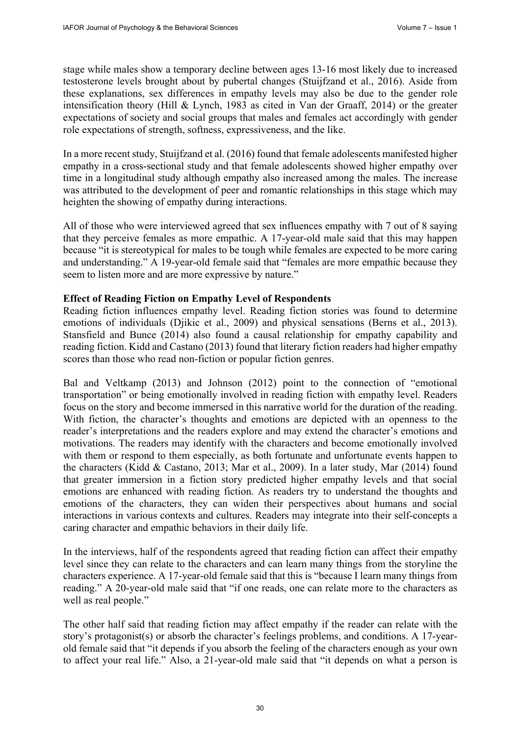stage while males show a temporary decline between ages 13-16 most likely due to increased testosterone levels brought about by pubertal changes (Stuijfzand et al., 2016). Aside from these explanations, sex differences in empathy levels may also be due to the gender role intensification theory (Hill & Lynch, 1983 as cited in Van der Graaff, 2014) or the greater expectations of society and social groups that males and females act accordingly with gender role expectations of strength, softness, expressiveness, and the like.

In a more recent study, Stuijfzand et al. (2016) found that female adolescents manifested higher empathy in a cross-sectional study and that female adolescents showed higher empathy over time in a longitudinal study although empathy also increased among the males. The increase was attributed to the development of peer and romantic relationships in this stage which may heighten the showing of empathy during interactions.

All of those who were interviewed agreed that sex influences empathy with 7 out of 8 saying that they perceive females as more empathic. A 17-year-old male said that this may happen because "it is stereotypical for males to be tough while females are expected to be more caring and understanding." A 19-year-old female said that "females are more empathic because they seem to listen more and are more expressive by nature."

**Effect of Reading Fiction on Empathy Level of Respondents**

Reading fiction influences empathy level. Reading fiction stories was found to determine emotions of individuals (Djikic et al., 2009) and physical sensations (Berns et al., 2013). Stansfield and Bunce (2014) also found a causal relationship for empathy capability and reading fiction. Kidd and Castano (2013) found that literary fiction readers had higher empathy scores than those who read non-fiction or popular fiction genres.

Bal and Veltkamp (2013) and Johnson (2012) point to the connection of "emotional transportation" or being emotionally involved in reading fiction with empathy level. Readers focus on the story and become immersed in this narrative world for the duration of the reading. With fiction, the character's thoughts and emotions are depicted with an openness to the reader's interpretations and the readers explore and may extend the character's emotions and motivations. The readers may identify with the characters and become emotionally involved with them or respond to them especially, as both fortunate and unfortunate events happen to the characters (Kidd & Castano, 2013; Mar et al., 2009). In a later study, Mar (2014) found that greater immersion in a fiction story predicted higher empathy levels and that social emotions are enhanced with reading fiction. As readers try to understand the thoughts and emotions of the characters, they can widen their perspectives about humans and social interactions in various contexts and cultures. Readers may integrate into their self-concepts a caring character and empathic behaviors in their daily life.

In the interviews, half of the respondents agreed that reading fiction can affect their empathy level since they can relate to the characters and can learn many things from the storyline the characters experience. A 17-year-old female said that this is "because I learn many things from reading." A 20-year-old male said that "if one reads, one can relate more to the characters as well as real people."

The other half said that reading fiction may affect empathy if the reader can relate with the story's protagonist(s) or absorb the character's feelings problems, and conditions. A 17-year-old female said that "it depends if you absorb the feeling of the characters enough as your own to affect your real life." Also, a 21-year-old male said that "it depends on what a person is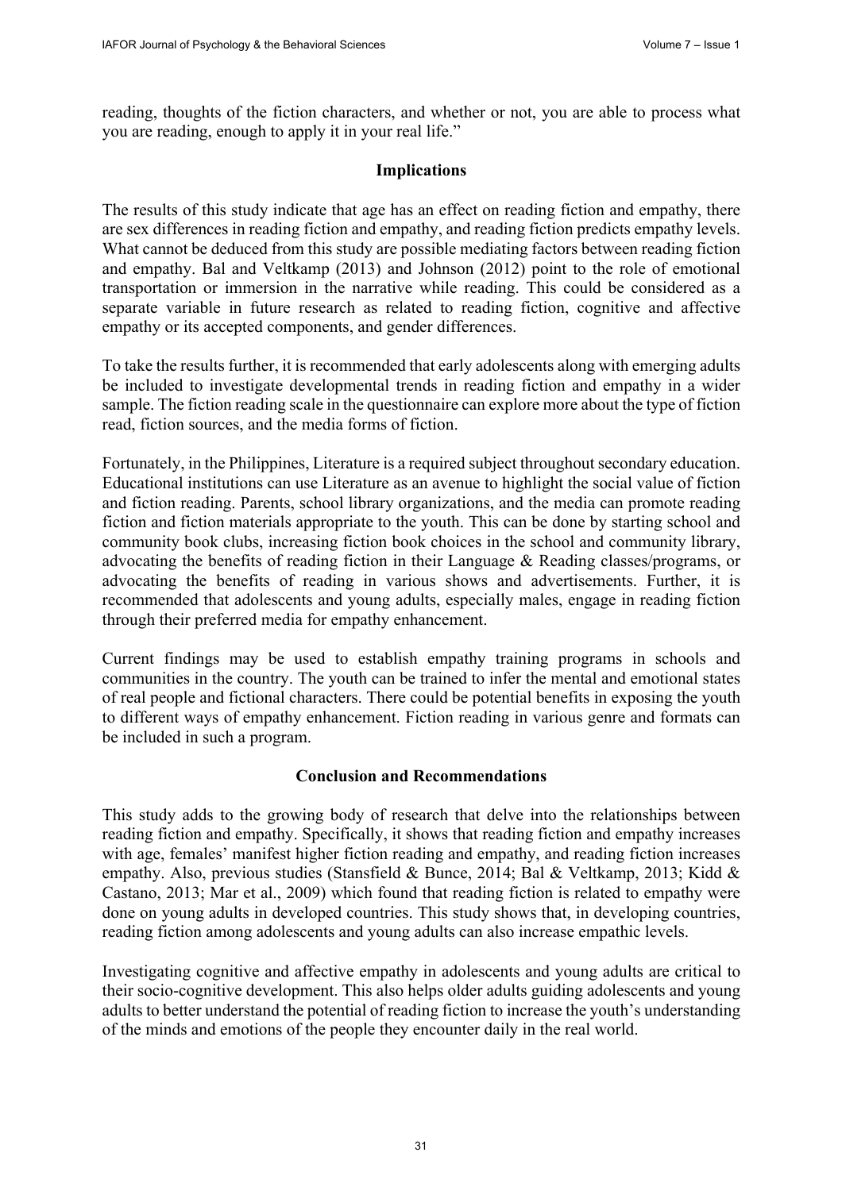reading, thoughts of the fiction characters, and whether or not, you are able to process what you are reading, enough to apply it in your real life."

## Implications

The results of this study indicate that age has an effect on reading fiction and empathy, there are sex differences in reading fiction and empathy, and reading fiction predicts empathy levels. What cannot be deduced from this study are possible mediating factors between reading fiction and empathy. Bal and Veltkamp (2013) and Johnson (2012) point to the role of emotional transportation or immersion in the narrative while reading. This could be considered as a separate variable in future research as related to reading fiction, cognitive and affective empathy or its accepted components, and gender differences.

To take the results further, it is recommended that early adolescents along with emerging adults be included to investigate developmental trends in reading fiction and empathy in a wider sample. The fiction reading scale in the questionnaire can explore more about the type of fiction read, fiction sources, and the media forms of fiction.

Fortunately, in the Philippines, Literature is a required subject throughout secondary education. Educational institutions can use Literature as an avenue to highlight the social value of fiction and fiction reading. Parents, school library organizations, and the media can promote reading fiction and fiction materials appropriate to the youth. This can be done by starting school and community book clubs, increasing fiction book choices in the school and community library, advocating the benefits of reading fiction in their Language & Reading classes/programs, or advocating the benefits of reading in various shows and advertisements. Further, it is recommended that adolescents and young adults, especially males, engage in reading fiction through their preferred media for empathy enhancement.

Current findings may be used to establish empathy training programs in schools and communities in the country. The youth can be trained to infer the mental and emotional states of real people and fictional characters. There could be potential benefits in exposing the youth to different ways of empathy enhancement. Fiction reading in various genre and formats can be included in such a program.

## Conclusion and Recommendations

This study adds to the growing body of research that delve into the relationships between reading fiction and empathy. Specifically, it shows that reading fiction and empathy increases with age, females' manifest higher fiction reading and empathy, and reading fiction increases empathy. Also, previous studies (Stansfield & Bunce, 2014; Bal & Veltkamp, 2013; Kidd & Castano, 2013; Mar et al., 2009) which found that reading fiction is related to empathy were done on young adults in developed countries. This study shows that, in developing countries, reading fiction among adolescents and young adults can also increase empathic levels.

Investigating cognitive and affective empathy in adolescents and young adults are critical to their socio-cognitive development. This also helps older adults guiding adolescents and young adults to better understand the potential of reading fiction to increase the youth's understanding of the minds and emotions of the people they encounter daily in the real world.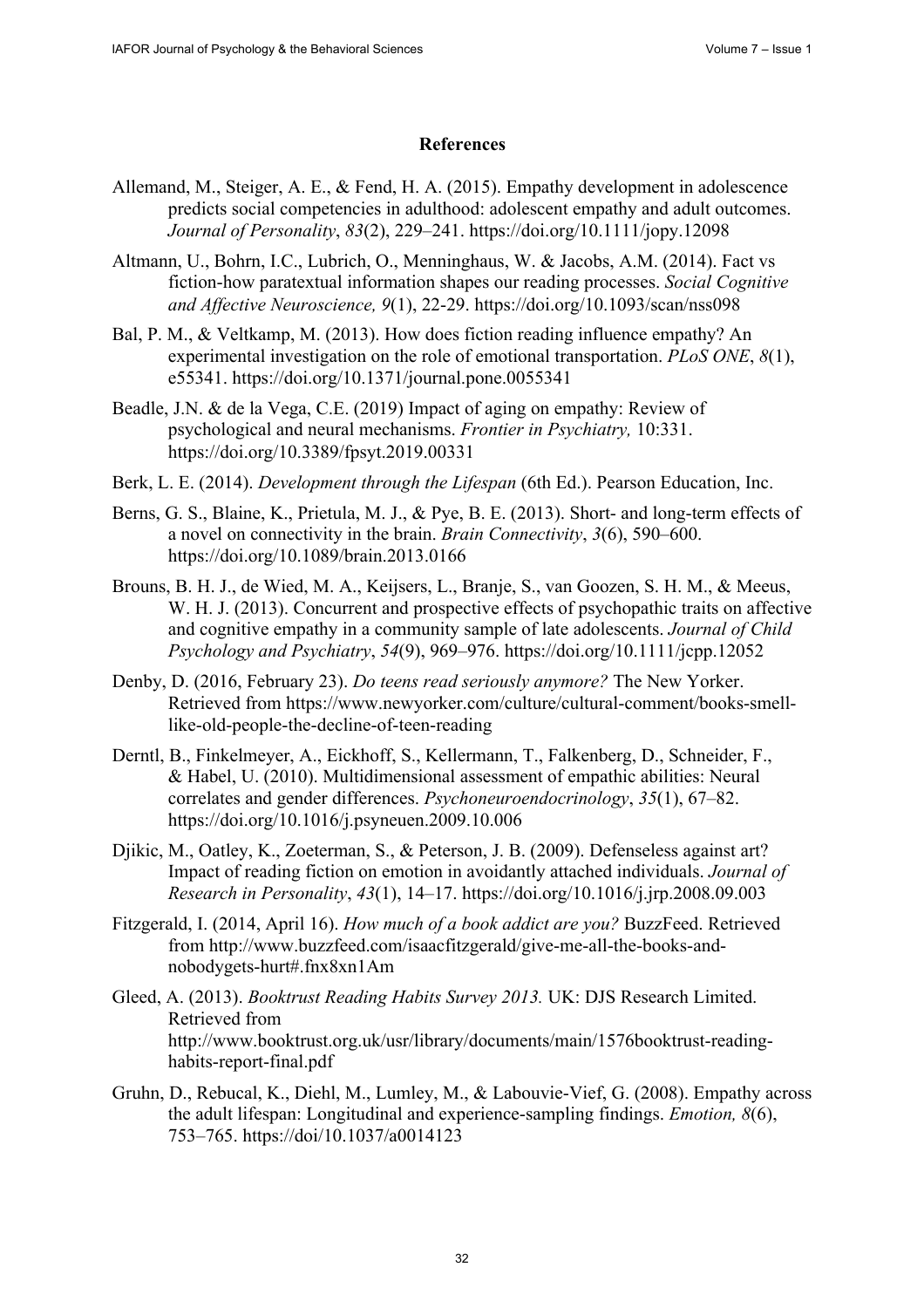## References

Allemand, M., Steiger, A. E., & Fend, H. A. (2015). Empathy development in adolescence predicts social competencies in adulthood: adolescent empathy and adult outcomes. *Journal of Personality*, *83*(2), 229–241. https://doi.org/10.1111/jopy.12098

Altmann, U., Bohrn, I.C., Lubrich, O., Menninghaus, W. & Jacobs, A.M. (2014). Fact vs fiction-how paratextual information shapes our reading processes. *Social Cognitive and Affective Neuroscience, 9*(1), 22-29. https://doi.org/10.1093/scan/nss098

Bal, P. M., & Veltkamp, M. (2013). How does fiction reading influence empathy? An experimental investigation on the role of emotional transportation. *PLoS ONE*, *8*(1), e55341. https://doi.org/10.1371/journal.pone.0055341

Beadle, J.N. & de la Vega, C.E. (2019) Impact of aging on empathy: Review of psychological and neural mechanisms. *Frontier in Psychiatry,* 10:331. https://doi.org/10.3389/fpsyt.2019.00331

Berk, L. E. (2014). *Development through the Lifespan* (6th Ed.). Pearson Education, Inc.

Berns, G. S., Blaine, K., Prietula, M. J., & Pye, B. E. (2013). Short- and long-term effects of a novel on connectivity in the brain. *Brain Connectivity*, *3*(6), 590–600. https://doi.org/10.1089/brain.2013.0166

Brouns, B. H. J., de Wied, M. A., Keijsers, L., Branje, S., van Goozen, S. H. M., & Meeus, W. H. J. (2013). Concurrent and prospective effects of psychopathic traits on affective and cognitive empathy in a community sample of late adolescents. *Journal of Child Psychology and Psychiatry*, *54*(9), 969–976. https://doi.org/10.1111/jcpp.12052

Denby, D. (2016, February 23). *Do teens read seriously anymore?* The New Yorker. Retrieved from https://www.newyorker.com/culture/cultural-comment/books-smell-like-old-people-the-decline-of-teen-reading

Derntl, B., Finkelmeyer, A., Eickhoff, S., Kellermann, T., Falkenberg, D., Schneider, F., & Habel, U. (2010). Multidimensional assessment of empathic abilities: Neural correlates and gender differences. *Psychoneuroendocrinology*, *35*(1), 67–82. https://doi.org/10.1016/j.psyneuen.2009.10.006

Djikic, M., Oatley, K., Zoeterman, S., & Peterson, J. B. (2009). Defenseless against art? Impact of reading fiction on emotion in avoidantly attached individuals. *Journal of Research in Personality*, *43*(1), 14–17. https://doi.org/10.1016/j.jrp.2008.09.003

Fitzgerald, I. (2014, April 16). *How much of a book addict are you?* BuzzFeed. Retrieved from http://www.buzzfeed.com/isaacfitzgerald/give-me-all-the-books-and-nobodygets-hurt#.fnx8xn1Am

Gleed, A. (2013). *Booktrust Reading Habits Survey 2013.* UK: DJS Research Limited. Retrieved from http://www.booktrust.org.uk/usr/library/documents/main/1576booktrust-reading-habits-report-final.pdf

Gruhn, D., Rebucal, K., Diehl, M., Lumley, M., & Labouvie-Vief, G. (2008). Empathy across the adult lifespan: Longitudinal and experience-sampling findings. *Emotion, 8*(6), 753–765. https://doi/10.1037/a0014123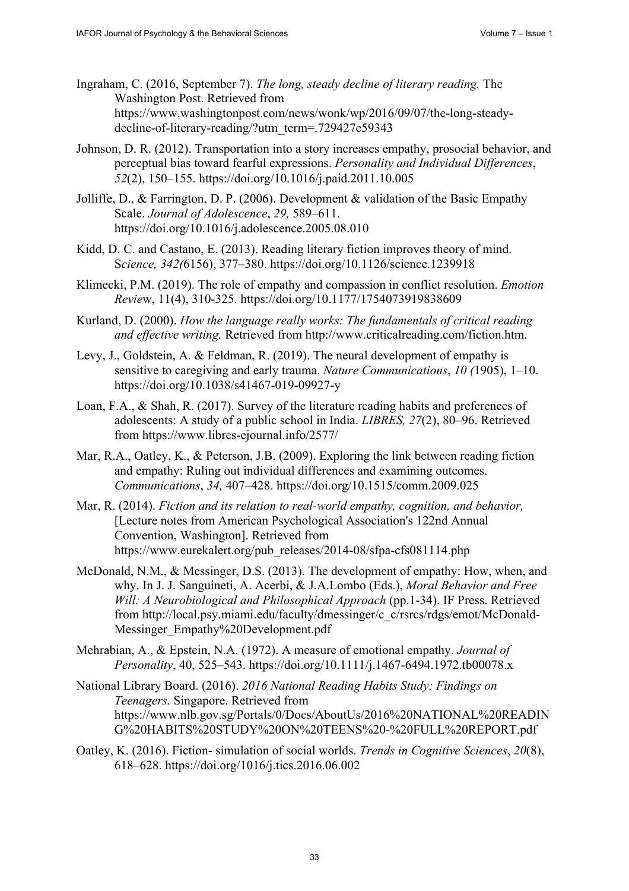Ingraham, C. (2016, September 7). *The long, steady decline of literary reading.* The Washington Post. Retrieved from https://www.washingtonpost.com/news/wonk/wp/2016/09/07/the-long-steady-decline-of-literary-reading/?utm_term=.729427e59343

Johnson, D. R. (2012). Transportation into a story increases empathy, prosocial behavior, and perceptual bias toward fearful expressions. *Personality and Individual Differences*, *52*(2), 150–155. https://doi.org/10.1016/j.paid.2011.10.005

Jolliffe, D., & Farrington, D. P. (2006). Development & validation of the Basic Empathy Scale. *Journal of Adolescence*, *29,* 589–611. https://doi.org/10.1016/j.adolescence.2005.08.010

Kidd, D. C. and Castano, E. (2013). Reading literary fiction improves theory of mind. S*cience, 342(*6156), 377–380. https://doi.org/10.1126/science.1239918

Klimecki, P.M. (2019). The role of empathy and compassion in conflict resolution. *Emotion Revie*w, 11(4), 310-325. https://doi.org/10.1177/1754073919838609

Kurland, D. (2000). *How the language really works: The fundamentals of critical reading and effective writing.* Retrieved from http://www.criticalreading.com/fiction.htm.

Levy, J., Goldstein, A. & Feldman, R. (2019). The neural development of empathy is sensitive to caregiving and early trauma. *Nature Communications*, *10 (*1905), 1–10. https://doi.org/10.1038/s41467-019-09927-y

Loan, F.A., & Shah, R. (2017). Survey of the literature reading habits and preferences of adolescents: A study of a public school in India. *LIBRES, 27*(2), 80–96. Retrieved from https://www.libres-ejournal.info/2577/

Mar, R.A., Oatley, K., & Peterson, J.B. (2009). Exploring the link between reading fiction and empathy: Ruling out individual differences and examining outcomes. *Communications*, *34,* 407–428. https://doi.org/10.1515/comm.2009.025

Mar, R. (2014). *Fiction and its relation to real-world empathy, cognition, and behavior,* [Lecture notes from American Psychological Association's 122nd Annual Convention, Washington]. Retrieved from https://www.eurekalert.org/pub_releases/2014-08/sfpa-cfs081114.php

McDonald, N.M., & Messinger, D.S. (2013). The development of empathy: How, when, and why. In J. J. Sanguineti, A. Acerbi, & J.A.Lombo (Eds.), *Moral Behavior and Free Will: A Neurobiological and Philosophical Approach* (pp.1-34). IF Press. Retrieved from http://local.psy.miami.edu/faculty/dmessinger/c_c/rsrcs/rdgs/emot/McDonald-Messinger_Empathy%20Development.pdf

Mehrabian, A., & Epstein, N.A. (1972). A measure of emotional empathy. *Journal of Personality*, 40, 525–543. https://doi.org/10.1111/j.1467-6494.1972.tb00078.x

National Library Board. (2016). *2016 National Reading Habits Study: Findings on Teenagers.* Singapore. Retrieved from https://www.nlb.gov.sg/Portals/0/Docs/AboutUs/2016%20NATIONAL%20READING%20HABITS%20STUDY%20ON%20TEENS%20-%20FULL%20REPORT.pdf

Oatley, K. (2016). Fiction- simulation of social worlds. *Trends in Cognitive Sciences*, *20*(8), 618–628. https://doi.org/1016/j.tics.2016.06.002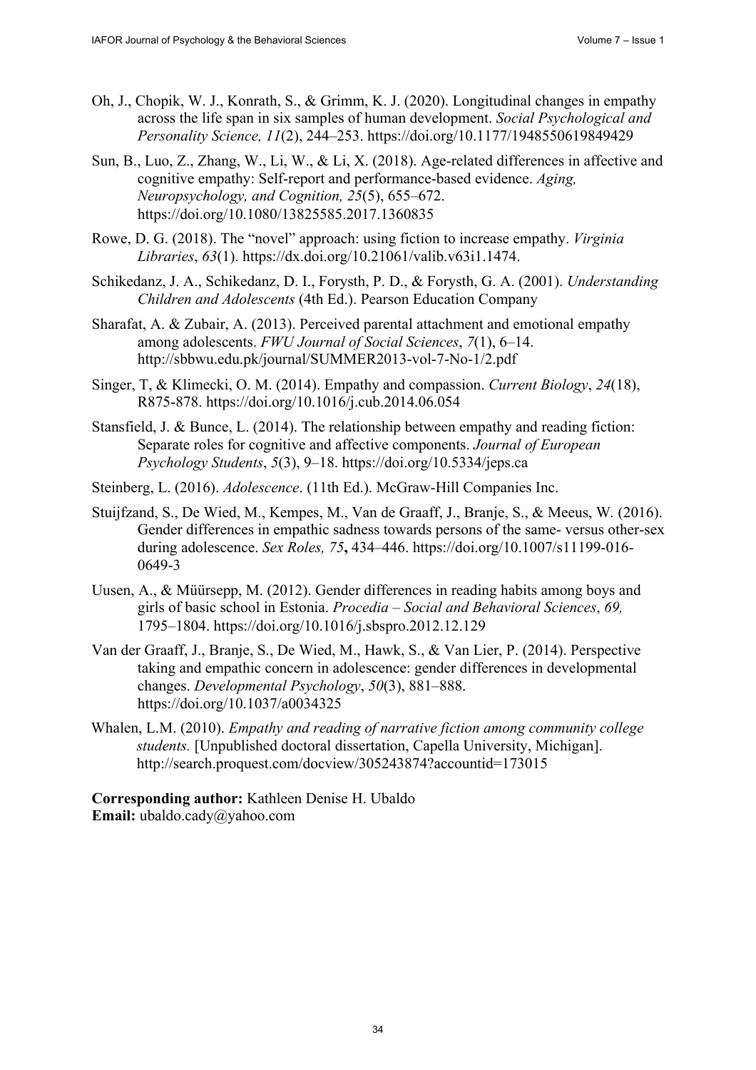Oh, J., Chopik, W. J., Konrath, S., & Grimm, K. J. (2020). Longitudinal changes in empathy across the life span in six samples of human development. *Social Psychological and Personality Science, 11*(2), 244–253. https://doi.org/10.1177/1948550619849429

Sun, B., Luo, Z., Zhang, W., Li, W., & Li, X. (2018). Age-related differences in affective and cognitive empathy: Self-report and performance-based evidence. *Aging, Neuropsychology, and Cognition, 25*(5), 655–672. https://doi.org/10.1080/13825585.2017.1360835

Rowe, D. G. (2018). The "novel" approach: using fiction to increase empathy. *Virginia Libraries*, *63*(1). https://dx.doi.org/10.21061/valib.v63i1.1474.

Schikedanz, J. A., Schikedanz, D. I., Forysth, P. D., & Forysth, G. A. (2001). *Understanding Children and Adolescents* (4th Ed.). Pearson Education Company

Sharafat, A. & Zubair, A. (2013). Perceived parental attachment and emotional empathy among adolescents. *FWU Journal of Social Sciences*, *7*(1), 6–14. http://sbbwu.edu.pk/journal/SUMMER2013-vol-7-No-1/2.pdf

Singer, T, & Klimecki, O. M. (2014). Empathy and compassion. *Current Biology*, *24*(18), R875-878. https://doi.org/10.1016/j.cub.2014.06.054

Stansfield, J. & Bunce, L. (2014). The relationship between empathy and reading fiction: Separate roles for cognitive and affective components. *Journal of European Psychology Students*, *5*(3), 9–18. https://doi.org/10.5334/jeps.ca

Steinberg, L. (2016). *Adolescence*. (11th Ed.). McGraw-Hill Companies Inc.

Stuijfzand, S., De Wied, M., Kempes, M., Van de Graaff, J., Branje, S., & Meeus, W. (2016). Gender differences in empathic sadness towards persons of the same- versus other-sex during adolescence. *Sex Roles, 75*, 434–446. https://doi.org/10.1007/s11199-016-0649-3

Uusen, A., & Müürsepp, M. (2012). Gender differences in reading habits among boys and girls of basic school in Estonia. *Procedia – Social and Behavioral Sciences*, *69,* 1795–1804. https://doi.org/10.1016/j.sbspro.2012.12.129

Van der Graaff, J., Branje, S., De Wied, M., Hawk, S., & Van Lier, P. (2014). Perspective taking and empathic concern in adolescence: gender differences in developmental changes. *Developmental Psychology*, *50*(3), 881–888. https://doi.org/10.1037/a0034325

Whalen, L.M. (2010). *Empathy and reading of narrative fiction among community college students.* [Unpublished doctoral dissertation, Capella University, Michigan]. http://search.proquest.com/docview/305243874?accountid=173015

**Corresponding author:** Kathleen Denise H. Ubaldo
**Email:** ubaldo.cady@yahoo.com